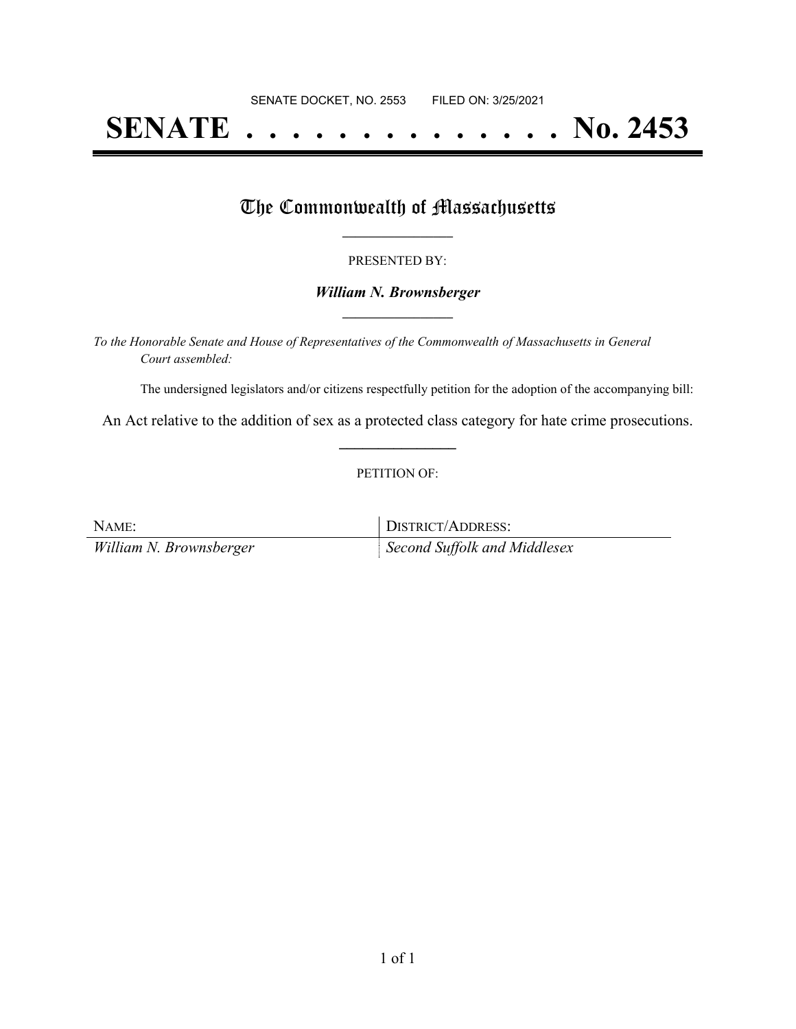SENATE DOCKET, NO. 2553        FILED ON: 3/25/2021

# SENATE . . . . . . . . . . . . . . No. 2453

## The Commonwealth of Massachusetts

PRESENTED BY:

***William N. Brownsberger***

*To the Honorable Senate and House of Representatives of the Commonwealth of Massachusetts in General Court assembled:*

The undersigned legislators and/or citizens respectfully petition for the adoption of the accompanying bill:

An Act relative to the addition of sex as a protected class category for hate crime prosecutions.

PETITION OF:

| NAME: | DISTRICT/ADDRESS: |
| --- | --- |
| *William N. Brownsberger* | *Second Suffolk and Middlesex* |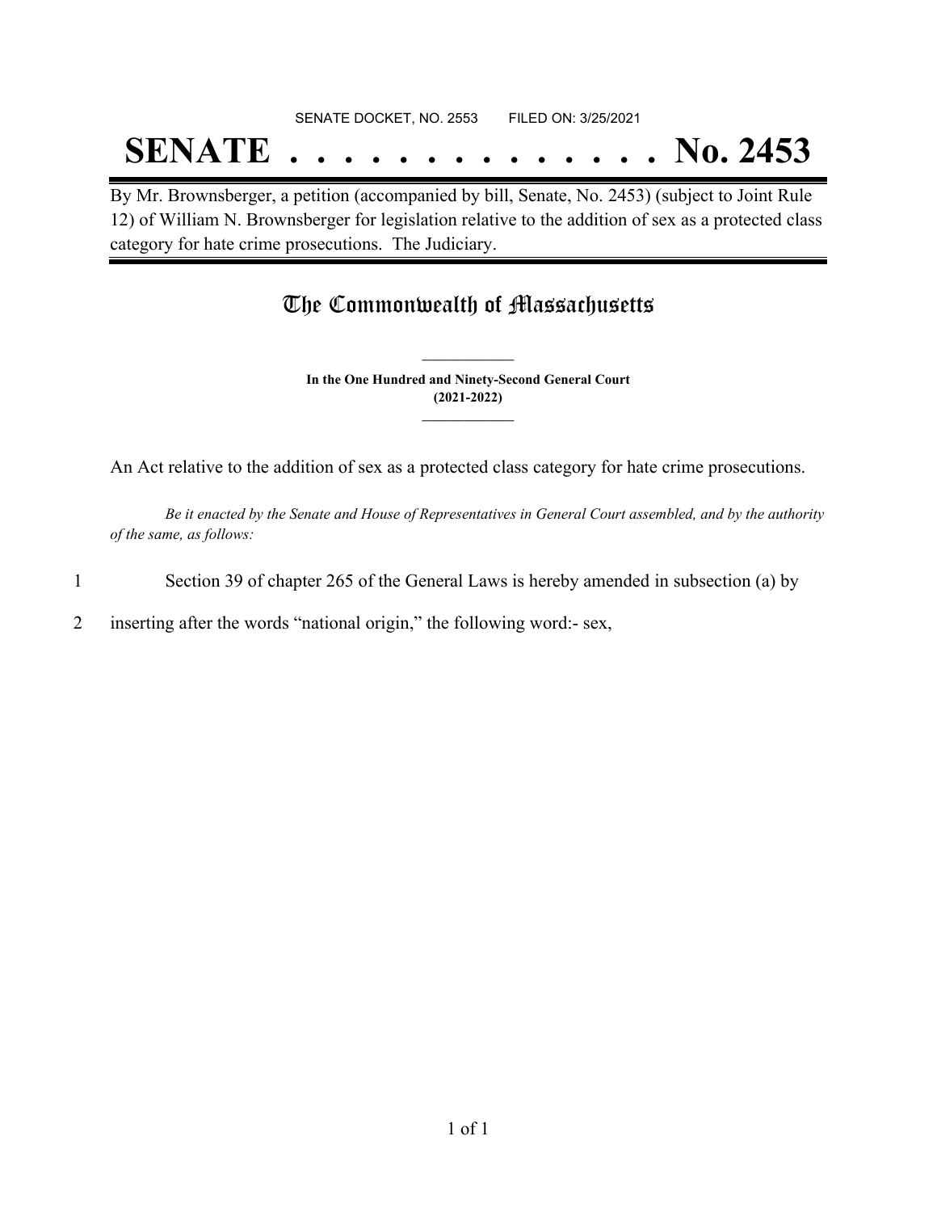SENATE DOCKET, NO. 2553 FILED ON: 3/25/2021

# SENATE . . . . . . . . . . . . . . No. 2453

By Mr. Brownsberger, a petition (accompanied by bill, Senate, No. 2453) (subject to Joint Rule 12) of William N. Brownsberger for legislation relative to the addition of sex as a protected class category for hate crime prosecutions. The Judiciary.

## The Commonwealth of Massachusetts

**In the One Hundred and Ninety-Second General Court**
**(2021-2022)**

An Act relative to the addition of sex as a protected class category for hate crime prosecutions.

*Be it enacted by the Senate and House of Representatives in General Court assembled, and by the authority of the same, as follows:*

1 Section 39 of chapter 265 of the General Laws is hereby amended in subsection (a) by

2 inserting after the words "national origin," the following word:- sex,